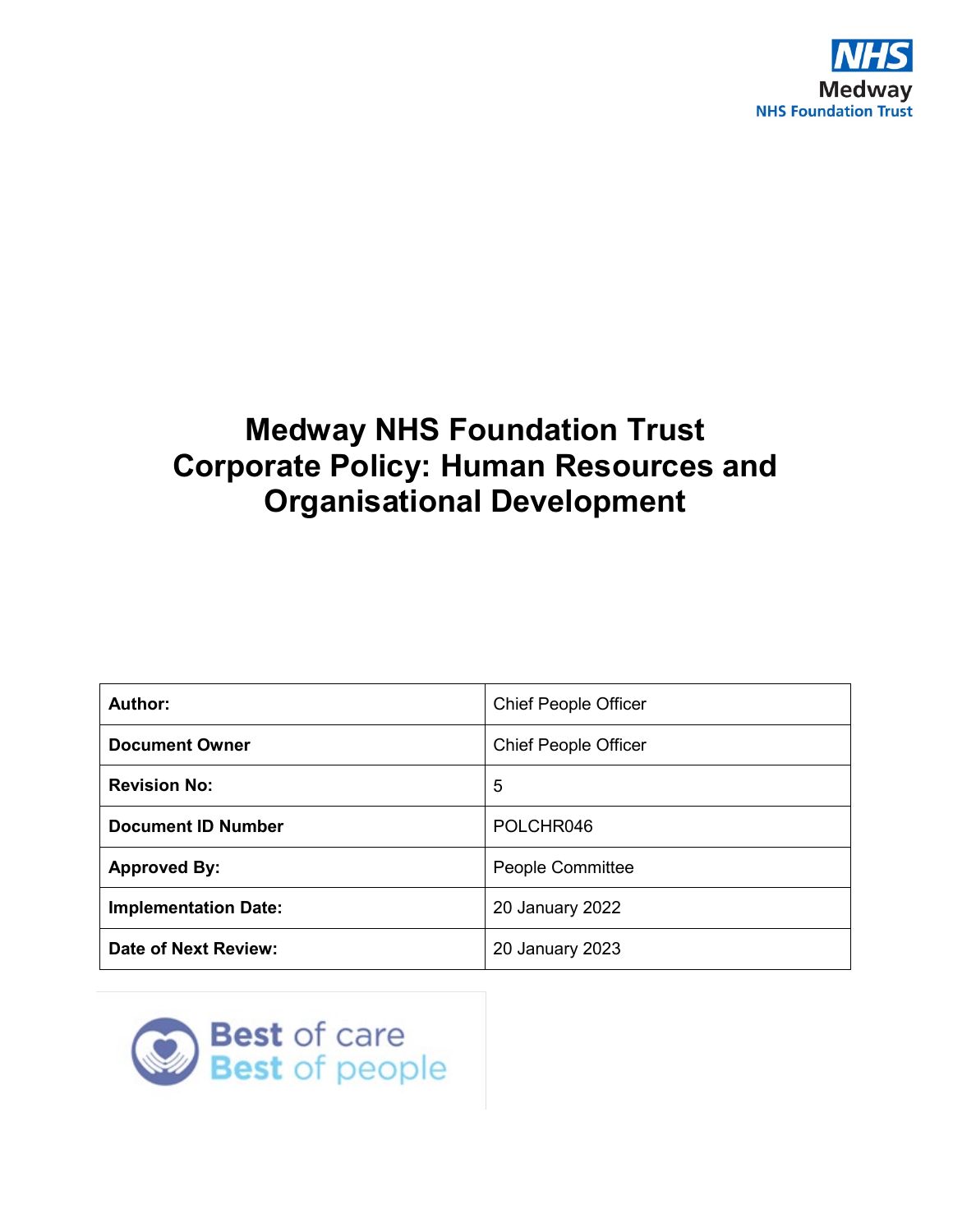NHS
Medway
NHS Foundation Trust

# Medway NHS Foundation Trust Corporate Policy: Human Resources and Organisational Development

| **Author:** | Chief People Officer |
|---|---|
| **Document Owner** | Chief People Officer |
| **Revision No:** | 5 |
| **Document ID Number** | POLCHR046 |
| **Approved By:** | People Committee |
| **Implementation Date:** | 20 January 2022 |
| **Date of Next Review:** | 20 January 2023 |

Best of care
Best of people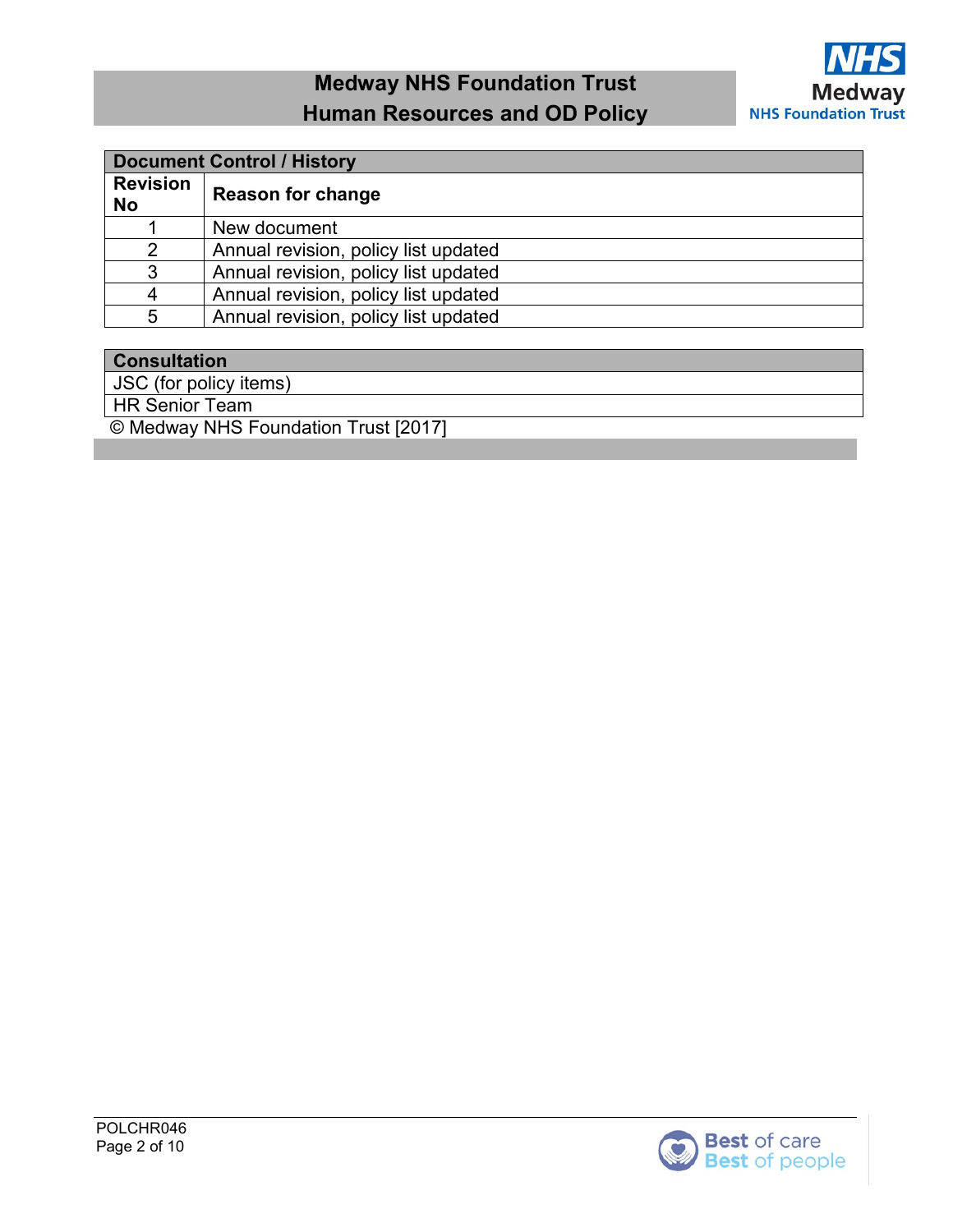| Document Control / History | |
|---|---|
| **Revision No** | **Reason for change** |
| 1 | New document |
| 2 | Annual revision, policy list updated |
| 3 | Annual revision, policy list updated |
| 4 | Annual revision, policy list updated |
| 5 | Annual revision, policy list updated |

| Consultation |
|---|
| JSC (for policy items) |
| HR Senior Team |

© Medway NHS Foundation Trust [2017]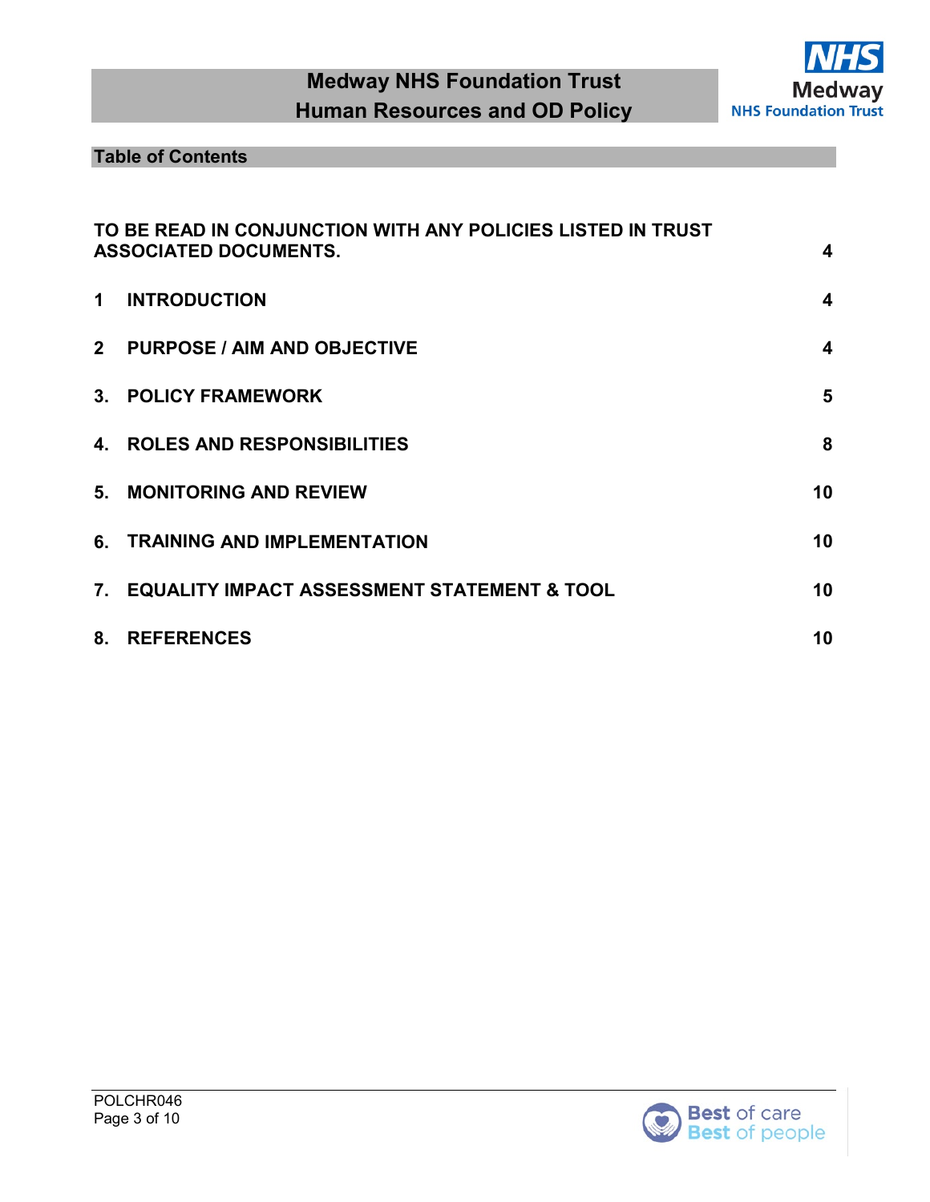## Table of Contents

| | | |
|---|---|---|
| TO BE READ IN CONJUNCTION WITH ANY POLICIES LISTED IN TRUST ASSOCIATED DOCUMENTS. | | 4 |
| 1 | INTRODUCTION | 4 |
| 2 | PURPOSE / AIM AND OBJECTIVE | 4 |
| 3. | POLICY FRAMEWORK | 5 |
| 4. | ROLES AND RESPONSIBILITIES | 8 |
| 5. | MONITORING AND REVIEW | 10 |
| 6. | TRAINING AND IMPLEMENTATION | 10 |
| 7. | EQUALITY IMPACT ASSESSMENT STATEMENT & TOOL | 10 |
| 8. | REFERENCES | 10 |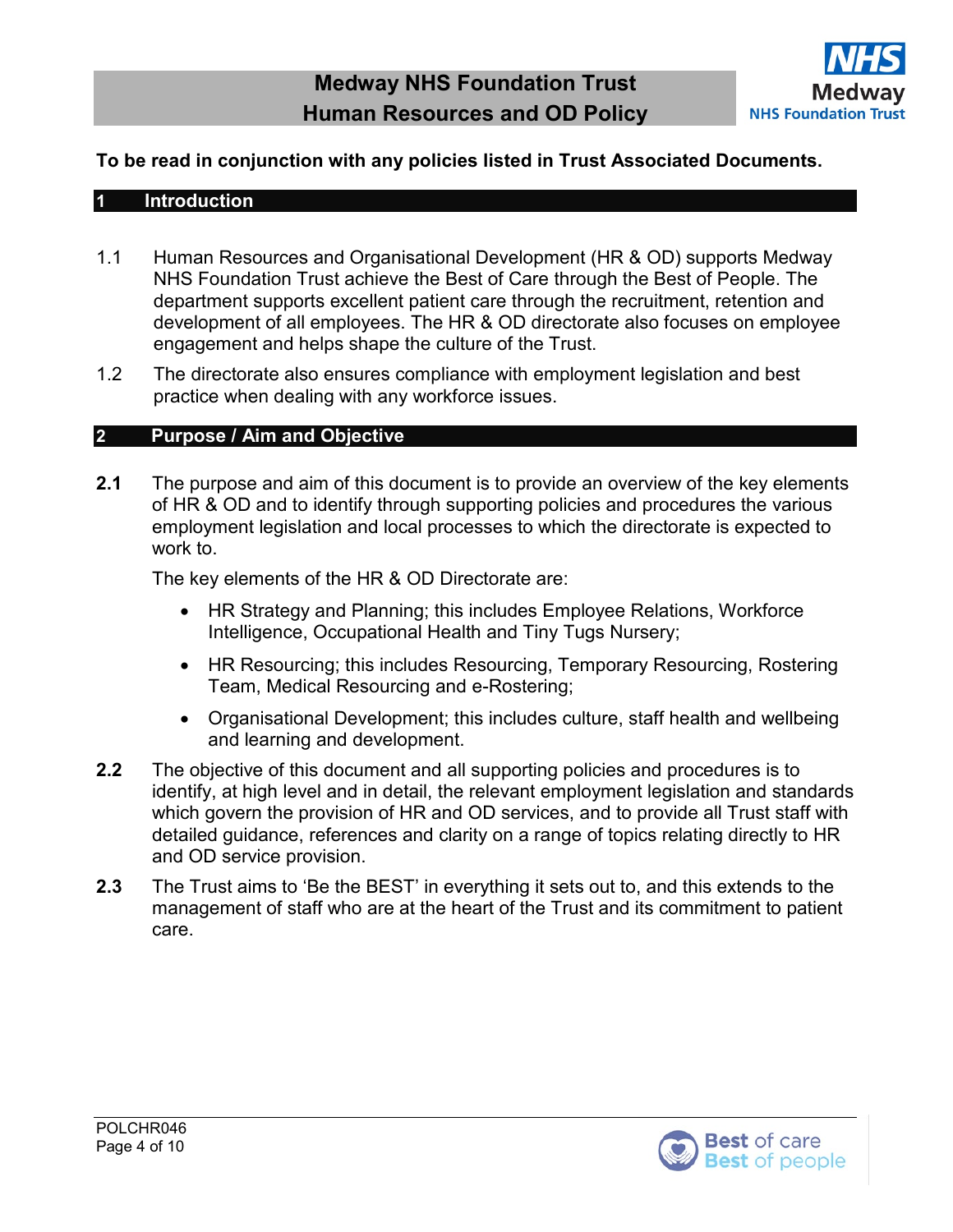**To be read in conjunction with any policies listed in Trust Associated Documents.**

## 1 Introduction

1.1 Human Resources and Organisational Development (HR & OD) supports Medway NHS Foundation Trust achieve the Best of Care through the Best of People. The department supports excellent patient care through the recruitment, retention and development of all employees. The HR & OD directorate also focuses on employee engagement and helps shape the culture of the Trust.

1.2 The directorate also ensures compliance with employment legislation and best practice when dealing with any workforce issues.

## 2 Purpose / Aim and Objective

**2.1** The purpose and aim of this document is to provide an overview of the key elements of HR & OD and to identify through supporting policies and procedures the various employment legislation and local processes to which the directorate is expected to work to.

The key elements of the HR & OD Directorate are:

- HR Strategy and Planning; this includes Employee Relations, Workforce Intelligence, Occupational Health and Tiny Tugs Nursery;
- HR Resourcing; this includes Resourcing, Temporary Resourcing, Rostering Team, Medical Resourcing and e-Rostering;
- Organisational Development; this includes culture, staff health and wellbeing and learning and development.

**2.2** The objective of this document and all supporting policies and procedures is to identify, at high level and in detail, the relevant employment legislation and standards which govern the provision of HR and OD services, and to provide all Trust staff with detailed guidance, references and clarity on a range of topics relating directly to HR and OD service provision.

**2.3** The Trust aims to 'Be the BEST' in everything it sets out to, and this extends to the management of staff who are at the heart of the Trust and its commitment to patient care.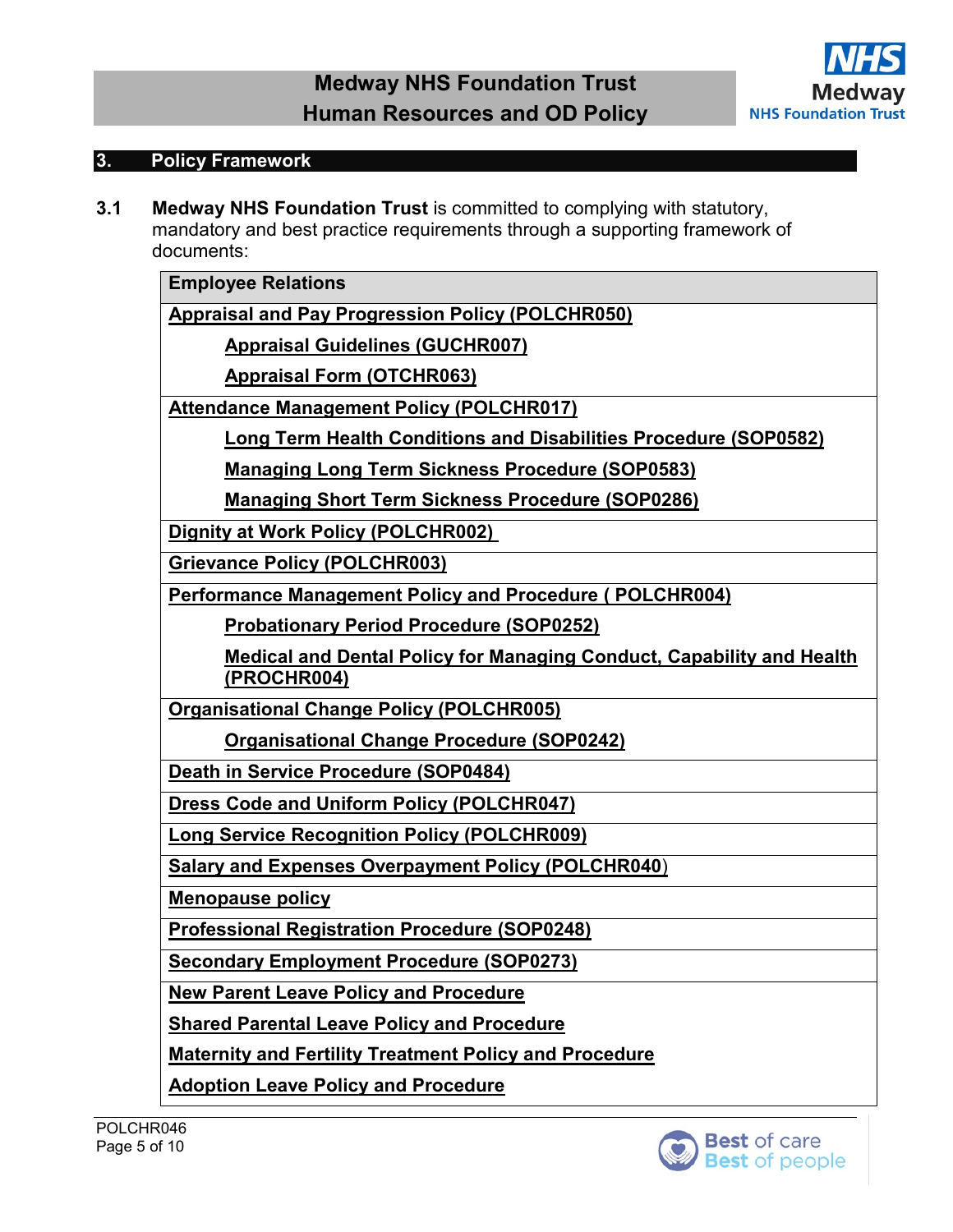## 3. Policy Framework

**3.1** **Medway NHS Foundation Trust** is committed to complying with statutory, mandatory and best practice requirements through a supporting framework of documents:

| Employee Relations |
|---|
| Appraisal and Pay Progression Policy (POLCHR050)<br>&nbsp;&nbsp;&nbsp;&nbsp;Appraisal Guidelines (GUCHR007)<br>&nbsp;&nbsp;&nbsp;&nbsp;Appraisal Form (OTCHR063) |
| Attendance Management Policy (POLCHR017)<br>&nbsp;&nbsp;&nbsp;&nbsp;Long Term Health Conditions and Disabilities Procedure (SOP0582)<br>&nbsp;&nbsp;&nbsp;&nbsp;Managing Long Term Sickness Procedure (SOP0583)<br>&nbsp;&nbsp;&nbsp;&nbsp;Managing Short Term Sickness Procedure (SOP0286) |
| Dignity at Work Policy (POLCHR002) |
| Grievance Policy (POLCHR003) |
| Performance Management Policy and Procedure ( POLCHR004)<br>&nbsp;&nbsp;&nbsp;&nbsp;Probationary Period Procedure (SOP0252)<br>&nbsp;&nbsp;&nbsp;&nbsp;Medical and Dental Policy for Managing Conduct, Capability and Health (PROCHR004) |
| Organisational Change Policy (POLCHR005)<br>&nbsp;&nbsp;&nbsp;&nbsp;Organisational Change Procedure (SOP0242) |
| Death in Service Procedure (SOP0484) |
| Dress Code and Uniform Policy (POLCHR047) |
| Long Service Recognition Policy (POLCHR009) |
| Salary and Expenses Overpayment Policy (POLCHR040) |
| Menopause policy |
| Professional Registration Procedure (SOP0248) |
| Secondary Employment Procedure (SOP0273) |
| New Parent Leave Policy and Procedure<br>Shared Parental Leave Policy and Procedure<br>Maternity and Fertility Treatment Policy and Procedure<br>Adoption Leave Policy and Procedure |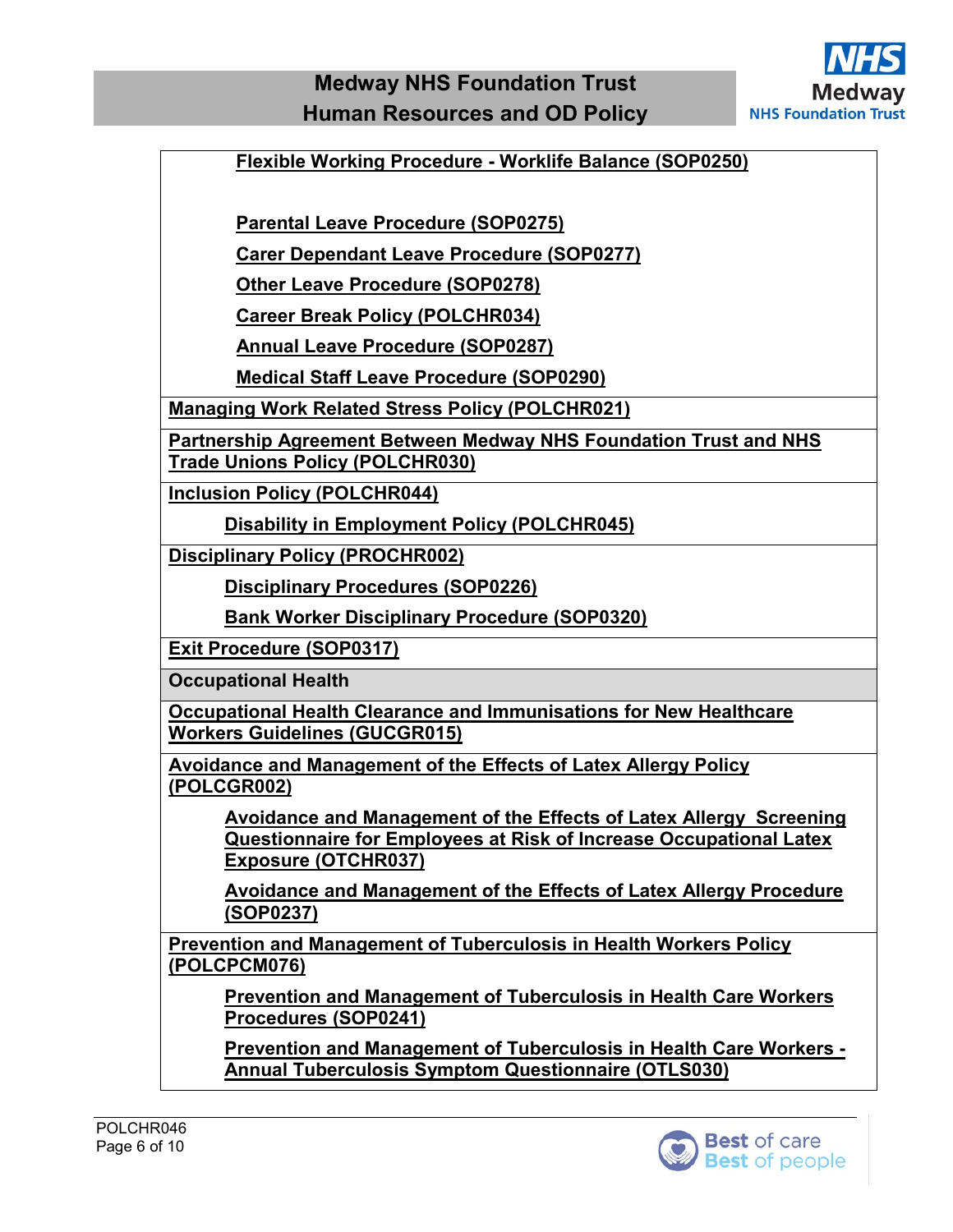| |
|---|
| Flexible Working Procedure - Worklife Balance (SOP0250)<br><br>Parental Leave Procedure (SOP0275)<br>Carer Dependant Leave Procedure (SOP0277)<br>Other Leave Procedure (SOP0278)<br>Career Break Policy (POLCHR034)<br>Annual Leave Procedure (SOP0287)<br>Medical Staff Leave Procedure (SOP0290) |
| Managing Work Related Stress Policy (POLCHR021) |
| Partnership Agreement Between Medway NHS Foundation Trust and NHS Trade Unions Policy (POLCHR030) |
| Inclusion Policy (POLCHR044)<br>Disability in Employment Policy (POLCHR045) |
| Disciplinary Policy (PROCHR002)<br>Disciplinary Procedures (SOP0226)<br>Bank Worker Disciplinary Procedure (SOP0320) |
| Exit Procedure (SOP0317) |
| **Occupational Health** |
| Occupational Health Clearance and Immunisations for New Healthcare Workers Guidelines (GUCGR015) |
| Avoidance and Management of the Effects of Latex Allergy Policy (POLCGR002)<br>Avoidance and Management of the Effects of Latex Allergy Screening Questionnaire for Employees at Risk of Increase Occupational Latex Exposure (OTCHR037)<br>Avoidance and Management of the Effects of Latex Allergy Procedure (SOP0237) |
| Prevention and Management of Tuberculosis in Health Workers Policy (POLCPCM076)<br>Prevention and Management of Tuberculosis in Health Care Workers Procedures (SOP0241)<br>Prevention and Management of Tuberculosis in Health Care Workers - Annual Tuberculosis Symptom Questionnaire (OTLS030) |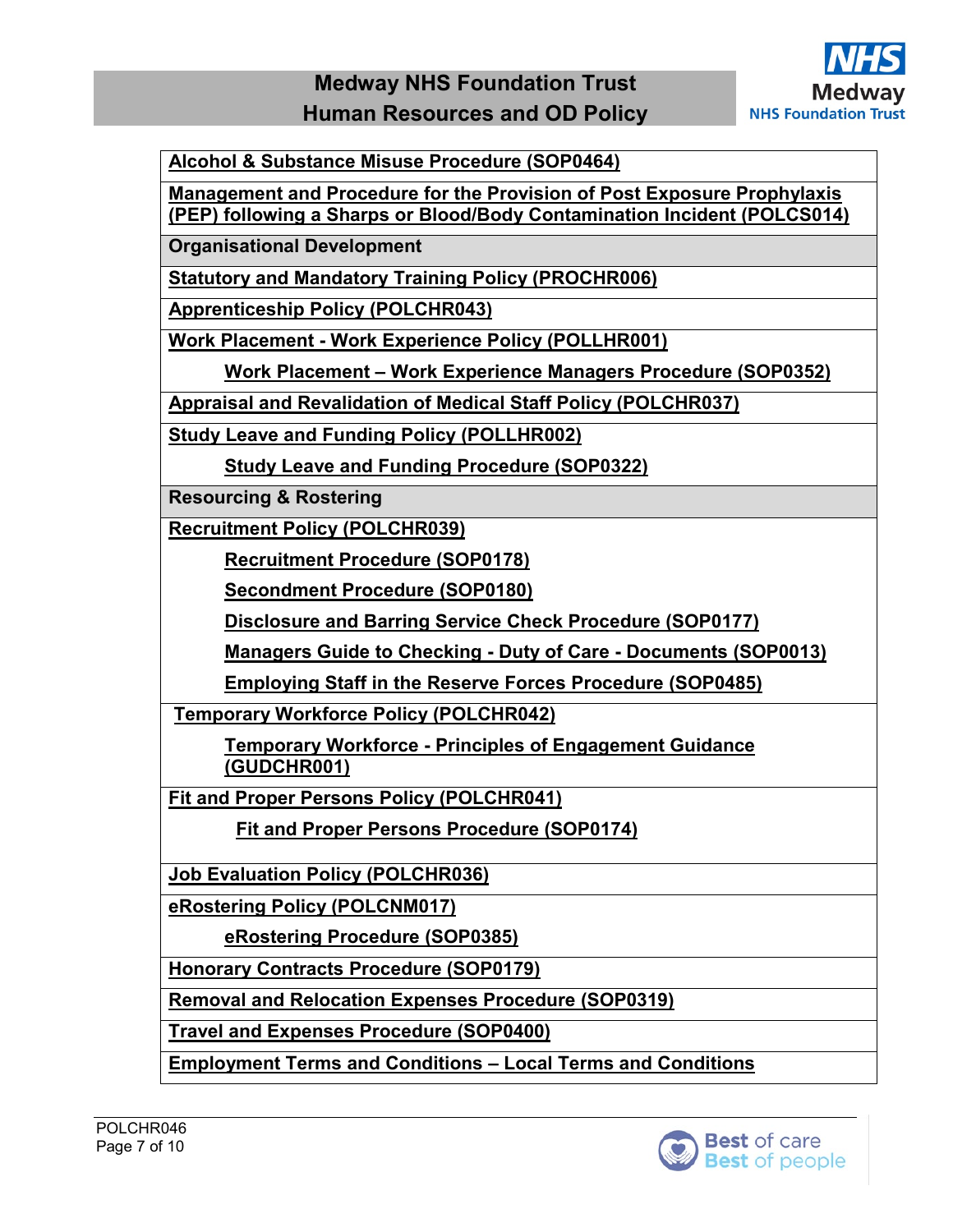| |
|---|
| **Alcohol & Substance Misuse Procedure (SOP0464)** |
| **Management and Procedure for the Provision of Post Exposure Prophylaxis (PEP) following a Sharps or Blood/Body Contamination Incident (POLCS014)** |
| **Organisational Development** |
| **Statutory and Mandatory Training Policy (PROCHR006)** |
| **Apprenticeship Policy (POLCHR043)** |
| **Work Placement - Work Experience Policy (POLLHR001)**<br>&nbsp;&nbsp;&nbsp;&nbsp;**Work Placement – Work Experience Managers Procedure (SOP0352)** |
| **Appraisal and Revalidation of Medical Staff Policy (POLCHR037)** |
| **Study Leave and Funding Policy (POLLHR002)**<br>&nbsp;&nbsp;&nbsp;&nbsp;**Study Leave and Funding Procedure (SOP0322)** |
| **Resourcing & Rostering** |
| **Recruitment Policy (POLCHR039)**<br>&nbsp;&nbsp;&nbsp;&nbsp;**Recruitment Procedure (SOP0178)**<br>&nbsp;&nbsp;&nbsp;&nbsp;**Secondment Procedure (SOP0180)**<br>&nbsp;&nbsp;&nbsp;&nbsp;**Disclosure and Barring Service Check Procedure (SOP0177)**<br>&nbsp;&nbsp;&nbsp;&nbsp;**Managers Guide to Checking - Duty of Care - Documents (SOP0013)**<br>&nbsp;&nbsp;&nbsp;&nbsp;**Employing Staff in the Reserve Forces Procedure (SOP0485)** |
| **Temporary Workforce Policy (POLCHR042)**<br>&nbsp;&nbsp;&nbsp;&nbsp;**Temporary Workforce - Principles of Engagement Guidance (GUDCHR001)** |
| **Fit and Proper Persons Policy (POLCHR041)**<br>&nbsp;&nbsp;&nbsp;&nbsp;**Fit and Proper Persons Procedure (SOP0174)** |
| **Job Evaluation Policy (POLCHR036)** |
| **eRostering Policy (POLCNM017)**<br>&nbsp;&nbsp;&nbsp;&nbsp;**eRostering Procedure (SOP0385)** |
| **Honorary Contracts Procedure (SOP0179)** |
| **Removal and Relocation Expenses Procedure (SOP0319)** |
| **Travel and Expenses Procedure (SOP0400)** |
| **Employment Terms and Conditions – Local Terms and Conditions** |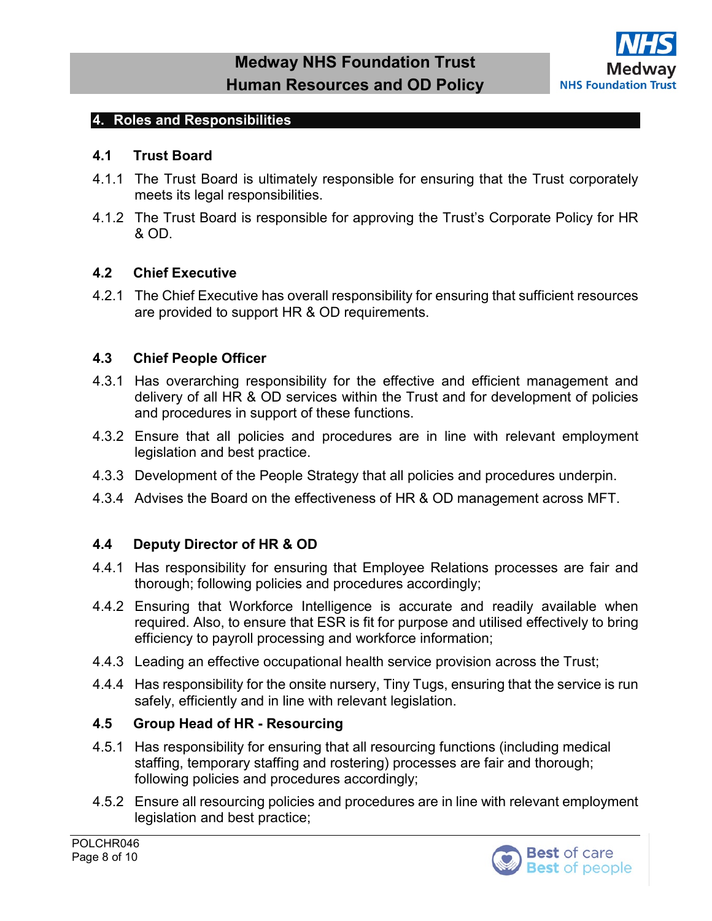## 4. Roles and Responsibilities

### 4.1 Trust Board

4.1.1 The Trust Board is ultimately responsible for ensuring that the Trust corporately meets its legal responsibilities.

4.1.2 The Trust Board is responsible for approving the Trust's Corporate Policy for HR & OD.

### 4.2 Chief Executive

4.2.1 The Chief Executive has overall responsibility for ensuring that sufficient resources are provided to support HR & OD requirements.

### 4.3 Chief People Officer

4.3.1 Has overarching responsibility for the effective and efficient management and delivery of all HR & OD services within the Trust and for development of policies and procedures in support of these functions.

4.3.2 Ensure that all policies and procedures are in line with relevant employment legislation and best practice.

4.3.3 Development of the People Strategy that all policies and procedures underpin.

4.3.4 Advises the Board on the effectiveness of HR & OD management across MFT.

### 4.4 Deputy Director of HR & OD

4.4.1 Has responsibility for ensuring that Employee Relations processes are fair and thorough; following policies and procedures accordingly;

4.4.2 Ensuring that Workforce Intelligence is accurate and readily available when required. Also, to ensure that ESR is fit for purpose and utilised effectively to bring efficiency to payroll processing and workforce information;

4.4.3 Leading an effective occupational health service provision across the Trust;

4.4.4 Has responsibility for the onsite nursery, Tiny Tugs, ensuring that the service is run safely, efficiently and in line with relevant legislation.

### 4.5 Group Head of HR - Resourcing

4.5.1 Has responsibility for ensuring that all resourcing functions (including medical staffing, temporary staffing and rostering) processes are fair and thorough; following policies and procedures accordingly;

4.5.2 Ensure all resourcing policies and procedures are in line with relevant employment legislation and best practice;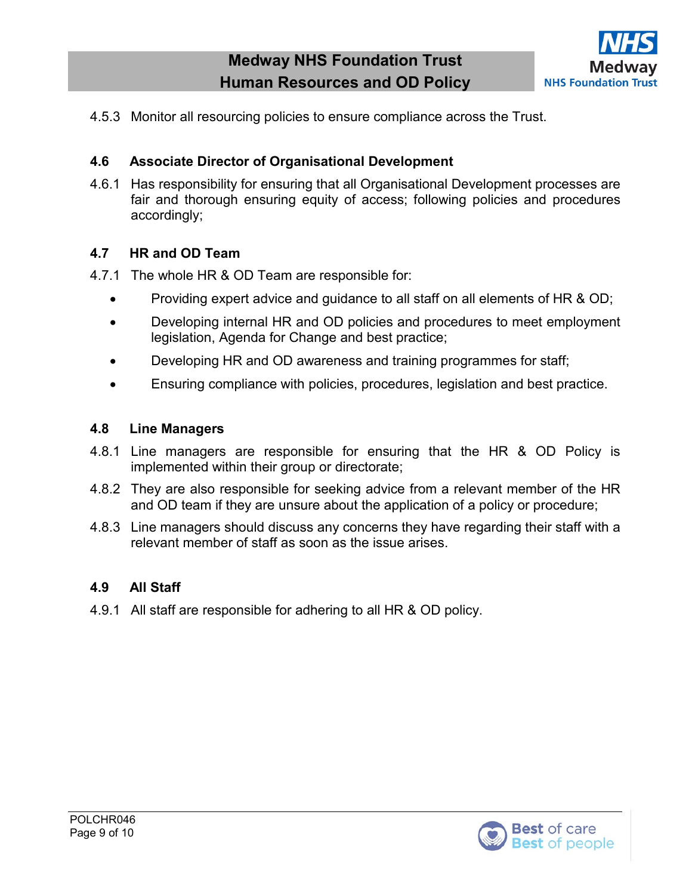4.5.3 Monitor all resourcing policies to ensure compliance across the Trust.

### 4.6 Associate Director of Organisational Development

4.6.1 Has responsibility for ensuring that all Organisational Development processes are fair and thorough ensuring equity of access; following policies and procedures accordingly;

### 4.7 HR and OD Team

4.7.1 The whole HR & OD Team are responsible for:

- Providing expert advice and guidance to all staff on all elements of HR & OD;
- Developing internal HR and OD policies and procedures to meet employment legislation, Agenda for Change and best practice;
- Developing HR and OD awareness and training programmes for staff;
- Ensuring compliance with policies, procedures, legislation and best practice.

### 4.8 Line Managers

4.8.1 Line managers are responsible for ensuring that the HR & OD Policy is implemented within their group or directorate;

4.8.2 They are also responsible for seeking advice from a relevant member of the HR and OD team if they are unsure about the application of a policy or procedure;

4.8.3 Line managers should discuss any concerns they have regarding their staff with a relevant member of staff as soon as the issue arises.

### 4.9 All Staff

4.9.1 All staff are responsible for adhering to all HR & OD policy.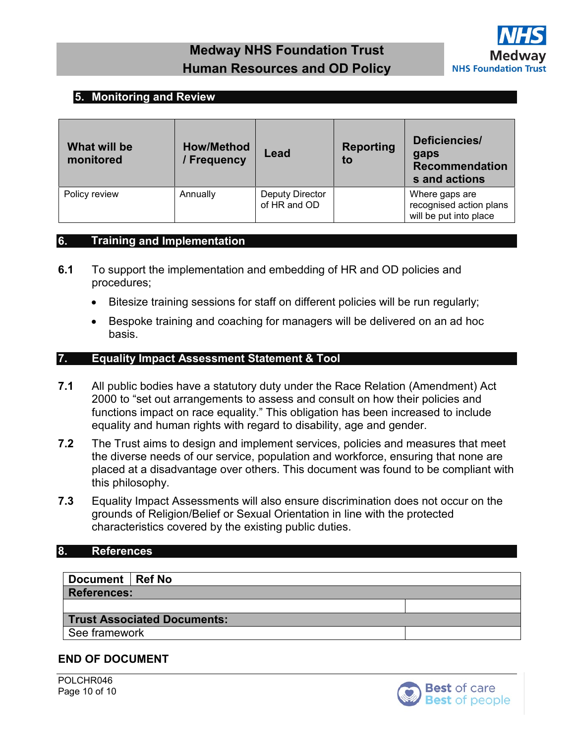## 5. Monitoring and Review

| What will be monitored | How/Method / Frequency | Lead | Reporting to | Deficiencies/ gaps Recommendations and actions |
|---|---|---|---|---|
| Policy review | Annually | Deputy Director of HR and OD | | Where gaps are recognised action plans will be put into place |

## 6. Training and Implementation

**6.1** To support the implementation and embedding of HR and OD policies and procedures;

- Bitesize training sessions for staff on different policies will be run regularly;
- Bespoke training and coaching for managers will be delivered on an ad hoc basis.

## 7. Equality Impact Assessment Statement & Tool

**7.1** All public bodies have a statutory duty under the Race Relation (Amendment) Act 2000 to "set out arrangements to assess and consult on how their policies and functions impact on race equality." This obligation has been increased to include equality and human rights with regard to disability, age and gender.

**7.2** The Trust aims to design and implement services, policies and measures that meet the diverse needs of our service, population and workforce, ensuring that none are placed at a disadvantage over others. This document was found to be compliant with this philosophy.

**7.3** Equality Impact Assessments will also ensure discrimination does not occur on the grounds of Religion/Belief or Sexual Orientation in line with the protected characteristics covered by the existing public duties.

## 8. References

| Document | Ref No |
|---|---|
| **References:** | |
| | |
| **Trust Associated Documents:** | |
| See framework | |

**END OF DOCUMENT**

POLCHR046